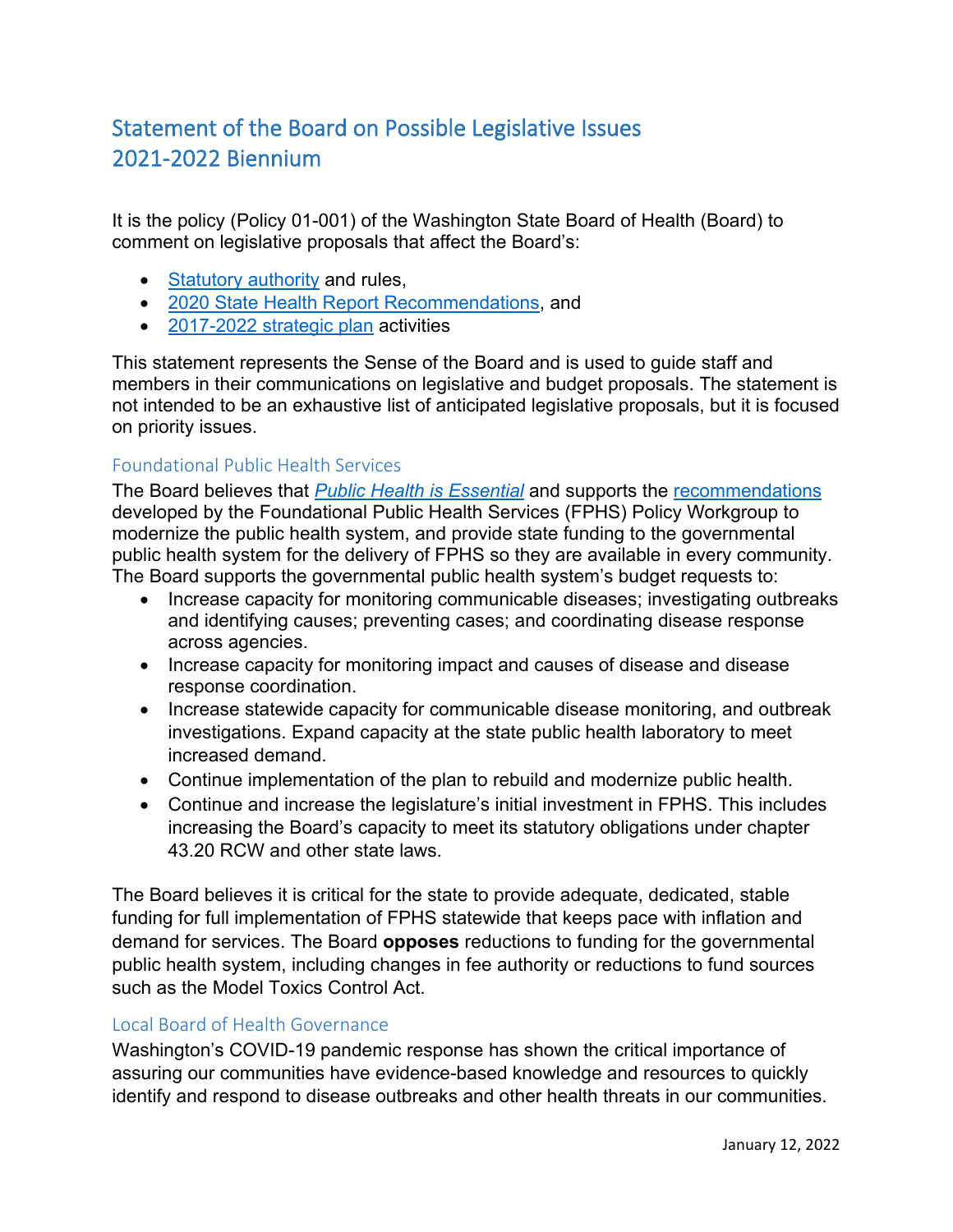# Statement of the Board on Possible Legislative Issues 2021-2022 Biennium

It is the policy (Policy 01-001) of the Washington State Board of Health (Board) to comment on legislative proposals that affect the Board's:

- Statutory authority and rules,
- 2020 State Health Report Recommendations, and
- 2017-2022 strategic plan activities

This statement represents the Sense of the Board and is used to guide staff and members in their communications on legislative and budget proposals. The statement is not intended to be an exhaustive list of anticipated legislative proposals, but it is focused on priority issues.

## Foundational Public Health Services

The Board believes that *Public Health is Essential* and supports the recommendations developed by the Foundational Public Health Services (FPHS) Policy Workgroup to modernize the public health system, and provide state funding to the governmental public health system for the delivery of FPHS so they are available in every community. The Board supports the governmental public health system's budget requests to:

- Increase capacity for monitoring communicable diseases; investigating outbreaks and identifying causes; preventing cases; and coordinating disease response across agencies.
- Increase capacity for monitoring impact and causes of disease and disease response coordination.
- Increase statewide capacity for communicable disease monitoring, and outbreak investigations. Expand capacity at the state public health laboratory to meet increased demand.
- Continue implementation of the plan to rebuild and modernize public health.
- Continue and increase the legislature's initial investment in FPHS. This includes increasing the Board's capacity to meet its statutory obligations under chapter 43.20 RCW and other state laws.

The Board believes it is critical for the state to provide adequate, dedicated, stable funding for full implementation of FPHS statewide that keeps pace with inflation and demand for services. The Board **opposes** reductions to funding for the governmental public health system, including changes in fee authority or reductions to fund sources such as the Model Toxics Control Act.

## Local Board of Health Governance

Washington's COVID-19 pandemic response has shown the critical importance of assuring our communities have evidence-based knowledge and resources to quickly identify and respond to disease outbreaks and other health threats in our communities.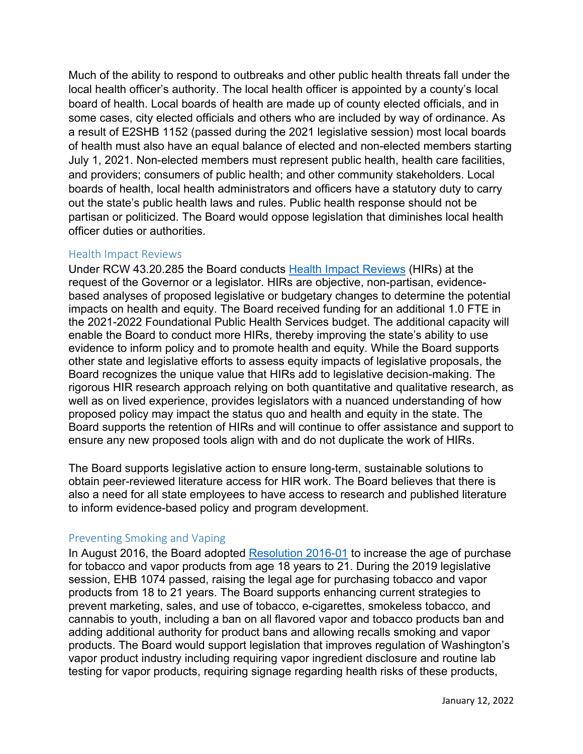Much of the ability to respond to outbreaks and other public health threats fall under the local health officer's authority. The local health officer is appointed by a county's local board of health. Local boards of health are made up of county elected officials, and in some cases, city elected officials and others who are included by way of ordinance. As a result of E2SHB 1152 (passed during the 2021 legislative session) most local boards of health must also have an equal balance of elected and non-elected members starting July 1, 2021. Non-elected members must represent public health, health care facilities, and providers; consumers of public health; and other community stakeholders. Local boards of health, local health administrators and officers have a statutory duty to carry out the state's public health laws and rules. Public health response should not be partisan or politicized. The Board would oppose legislation that diminishes local health officer duties or authorities.

### Health Impact Reviews

Under RCW 43.20.285 the Board conducts [Health Impact Reviews](#) (HIRs) at the request of the Governor or a legislator. HIRs are objective, non-partisan, evidence-based analyses of proposed legislative or budgetary changes to determine the potential impacts on health and equity. The Board received funding for an additional 1.0 FTE in the 2021-2022 Foundational Public Health Services budget. The additional capacity will enable the Board to conduct more HIRs, thereby improving the state's ability to use evidence to inform policy and to promote health and equity. While the Board supports other state and legislative efforts to assess equity impacts of legislative proposals, the Board recognizes the unique value that HIRs add to legislative decision-making. The rigorous HIR research approach relying on both quantitative and qualitative research, as well as on lived experience, provides legislators with a nuanced understanding of how proposed policy may impact the status quo and health and equity in the state. The Board supports the retention of HIRs and will continue to offer assistance and support to ensure any new proposed tools align with and do not duplicate the work of HIRs.

The Board supports legislative action to ensure long-term, sustainable solutions to obtain peer-reviewed literature access for HIR work. The Board believes that there is also a need for all state employees to have access to research and published literature to inform evidence-based policy and program development.

### Preventing Smoking and Vaping

In August 2016, the Board adopted [Resolution 2016-01](#) to increase the age of purchase for tobacco and vapor products from age 18 years to 21. During the 2019 legislative session, EHB 1074 passed, raising the legal age for purchasing tobacco and vapor products from 18 to 21 years. The Board supports enhancing current strategies to prevent marketing, sales, and use of tobacco, e-cigarettes, smokeless tobacco, and cannabis to youth, including a ban on all flavored vapor and tobacco products ban and adding additional authority for product bans and allowing recalls smoking and vapor products. The Board would support legislation that improves regulation of Washington's vapor product industry including requiring vapor ingredient disclosure and routine lab testing for vapor products, requiring signage regarding health risks of these products,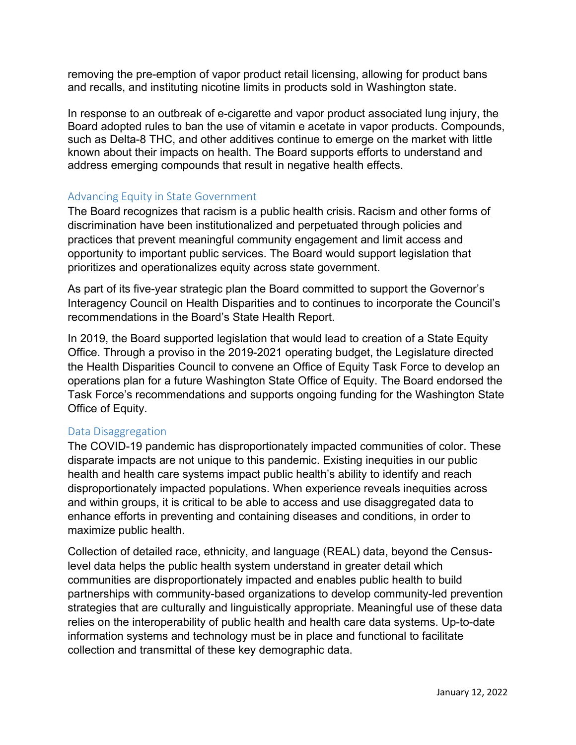removing the pre-emption of vapor product retail licensing, allowing for product bans and recalls, and instituting nicotine limits in products sold in Washington state.

In response to an outbreak of e-cigarette and vapor product associated lung injury, the Board adopted rules to ban the use of vitamin e acetate in vapor products. Compounds, such as Delta-8 THC, and other additives continue to emerge on the market with little known about their impacts on health. The Board supports efforts to understand and address emerging compounds that result in negative health effects.

### Advancing Equity in State Government

The Board recognizes that racism is a public health crisis. Racism and other forms of discrimination have been institutionalized and perpetuated through policies and practices that prevent meaningful community engagement and limit access and opportunity to important public services. The Board would support legislation that prioritizes and operationalizes equity across state government.

As part of its five-year strategic plan the Board committed to support the Governor's Interagency Council on Health Disparities and to continues to incorporate the Council's recommendations in the Board's State Health Report.

In 2019, the Board supported legislation that would lead to creation of a State Equity Office. Through a proviso in the 2019-2021 operating budget, the Legislature directed the Health Disparities Council to convene an Office of Equity Task Force to develop an operations plan for a future Washington State Office of Equity. The Board endorsed the Task Force's recommendations and supports ongoing funding for the Washington State Office of Equity.

### Data Disaggregation

The COVID-19 pandemic has disproportionately impacted communities of color. These disparate impacts are not unique to this pandemic. Existing inequities in our public health and health care systems impact public health's ability to identify and reach disproportionately impacted populations. When experience reveals inequities across and within groups, it is critical to be able to access and use disaggregated data to enhance efforts in preventing and containing diseases and conditions, in order to maximize public health.

Collection of detailed race, ethnicity, and language (REAL) data, beyond the Census-level data helps the public health system understand in greater detail which communities are disproportionately impacted and enables public health to build partnerships with community-based organizations to develop community-led prevention strategies that are culturally and linguistically appropriate. Meaningful use of these data relies on the interoperability of public health and health care data systems. Up-to-date information systems and technology must be in place and functional to facilitate collection and transmittal of these key demographic data.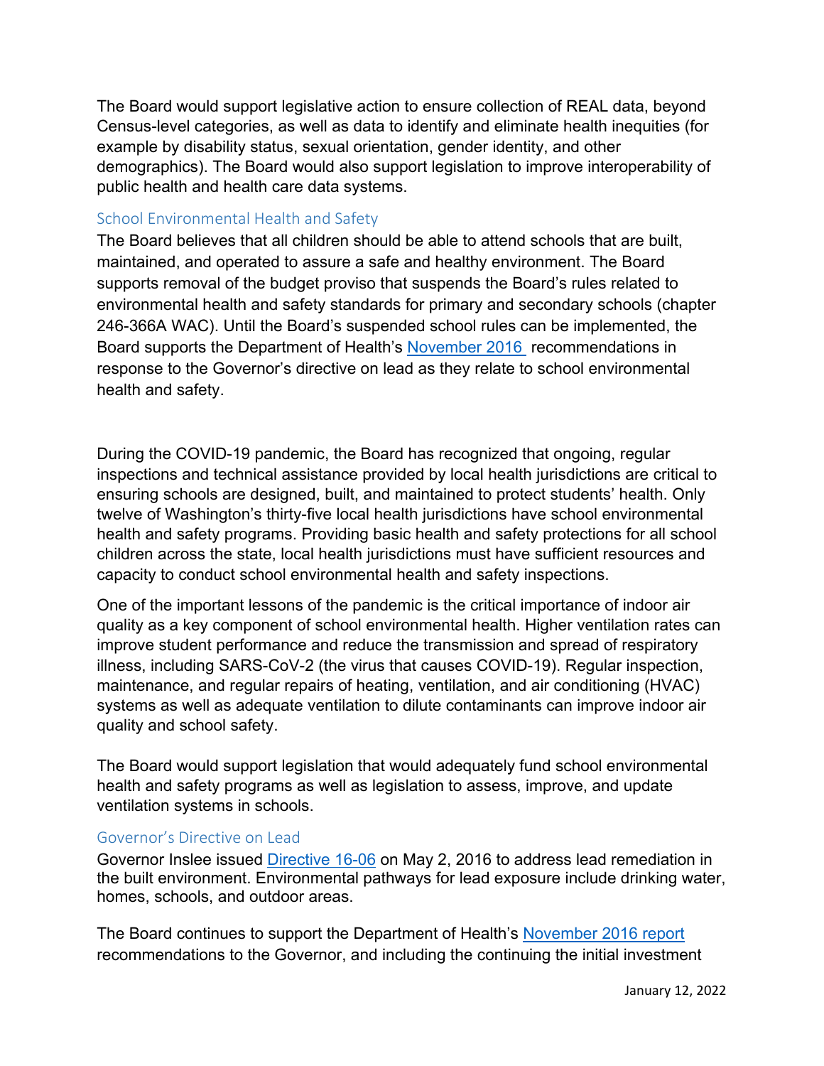The Board would support legislative action to ensure collection of REAL data, beyond Census-level categories, as well as data to identify and eliminate health inequities (for example by disability status, sexual orientation, gender identity, and other demographics). The Board would also support legislation to improve interoperability of public health and health care data systems.

### School Environmental Health and Safety

The Board believes that all children should be able to attend schools that are built, maintained, and operated to assure a safe and healthy environment. The Board supports removal of the budget proviso that suspends the Board's rules related to environmental health and safety standards for primary and secondary schools (chapter 246-366A WAC). Until the Board's suspended school rules can be implemented, the Board supports the Department of Health's November 2016 recommendations in response to the Governor's directive on lead as they relate to school environmental health and safety.

During the COVID-19 pandemic, the Board has recognized that ongoing, regular inspections and technical assistance provided by local health jurisdictions are critical to ensuring schools are designed, built, and maintained to protect students' health. Only twelve of Washington's thirty-five local health jurisdictions have school environmental health and safety programs. Providing basic health and safety protections for all school children across the state, local health jurisdictions must have sufficient resources and capacity to conduct school environmental health and safety inspections.

One of the important lessons of the pandemic is the critical importance of indoor air quality as a key component of school environmental health. Higher ventilation rates can improve student performance and reduce the transmission and spread of respiratory illness, including SARS-CoV-2 (the virus that causes COVID-19). Regular inspection, maintenance, and regular repairs of heating, ventilation, and air conditioning (HVAC) systems as well as adequate ventilation to dilute contaminants can improve indoor air quality and school safety.

The Board would support legislation that would adequately fund school environmental health and safety programs as well as legislation to assess, improve, and update ventilation systems in schools.

### Governor's Directive on Lead

Governor Inslee issued Directive 16-06 on May 2, 2016 to address lead remediation in the built environment. Environmental pathways for lead exposure include drinking water, homes, schools, and outdoor areas.

The Board continues to support the Department of Health's November 2016 report recommendations to the Governor, and including the continuing the initial investment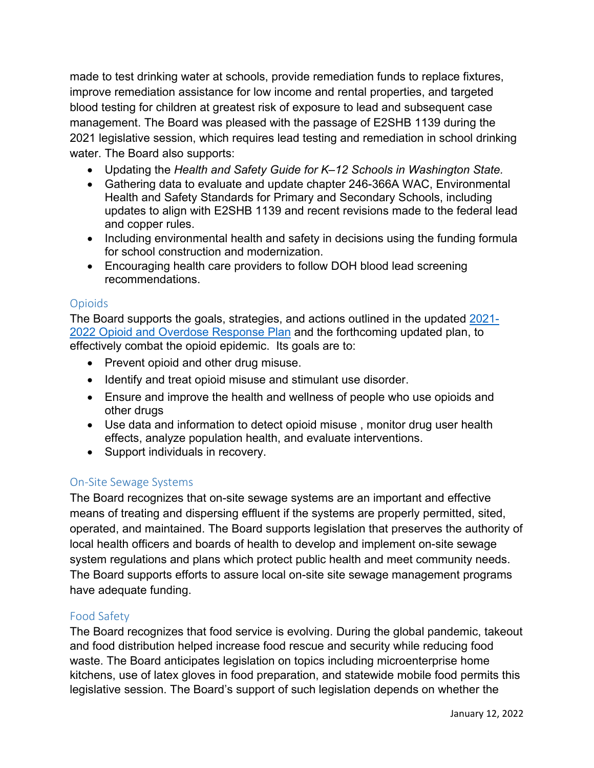made to test drinking water at schools, provide remediation funds to replace fixtures, improve remediation assistance for low income and rental properties, and targeted blood testing for children at greatest risk of exposure to lead and subsequent case management. The Board was pleased with the passage of E2SHB 1139 during the 2021 legislative session, which requires lead testing and remediation in school drinking water. The Board also supports:

- Updating the *Health and Safety Guide for K–12 Schools in Washington State.*
- Gathering data to evaluate and update chapter 246-366A WAC, Environmental Health and Safety Standards for Primary and Secondary Schools, including updates to align with E2SHB 1139 and recent revisions made to the federal lead and copper rules.
- Including environmental health and safety in decisions using the funding formula for school construction and modernization.
- Encouraging health care providers to follow DOH blood lead screening recommendations.

## Opioids

The Board supports the goals, strategies, and actions outlined in the updated [2021-2022 Opioid and Overdose Response Plan] and the forthcoming updated plan, to effectively combat the opioid epidemic. Its goals are to:

- Prevent opioid and other drug misuse.
- Identify and treat opioid misuse and stimulant use disorder.
- Ensure and improve the health and wellness of people who use opioids and other drugs
- Use data and information to detect opioid misuse , monitor drug user health effects, analyze population health, and evaluate interventions.
- Support individuals in recovery.

## On-Site Sewage Systems

The Board recognizes that on-site sewage systems are an important and effective means of treating and dispersing effluent if the systems are properly permitted, sited, operated, and maintained. The Board supports legislation that preserves the authority of local health officers and boards of health to develop and implement on-site sewage system regulations and plans which protect public health and meet community needs. The Board supports efforts to assure local on-site site sewage management programs have adequate funding.

## Food Safety

The Board recognizes that food service is evolving. During the global pandemic, takeout and food distribution helped increase food rescue and security while reducing food waste. The Board anticipates legislation on topics including microenterprise home kitchens, use of latex gloves in food preparation, and statewide mobile food permits this legislative session. The Board's support of such legislation depends on whether the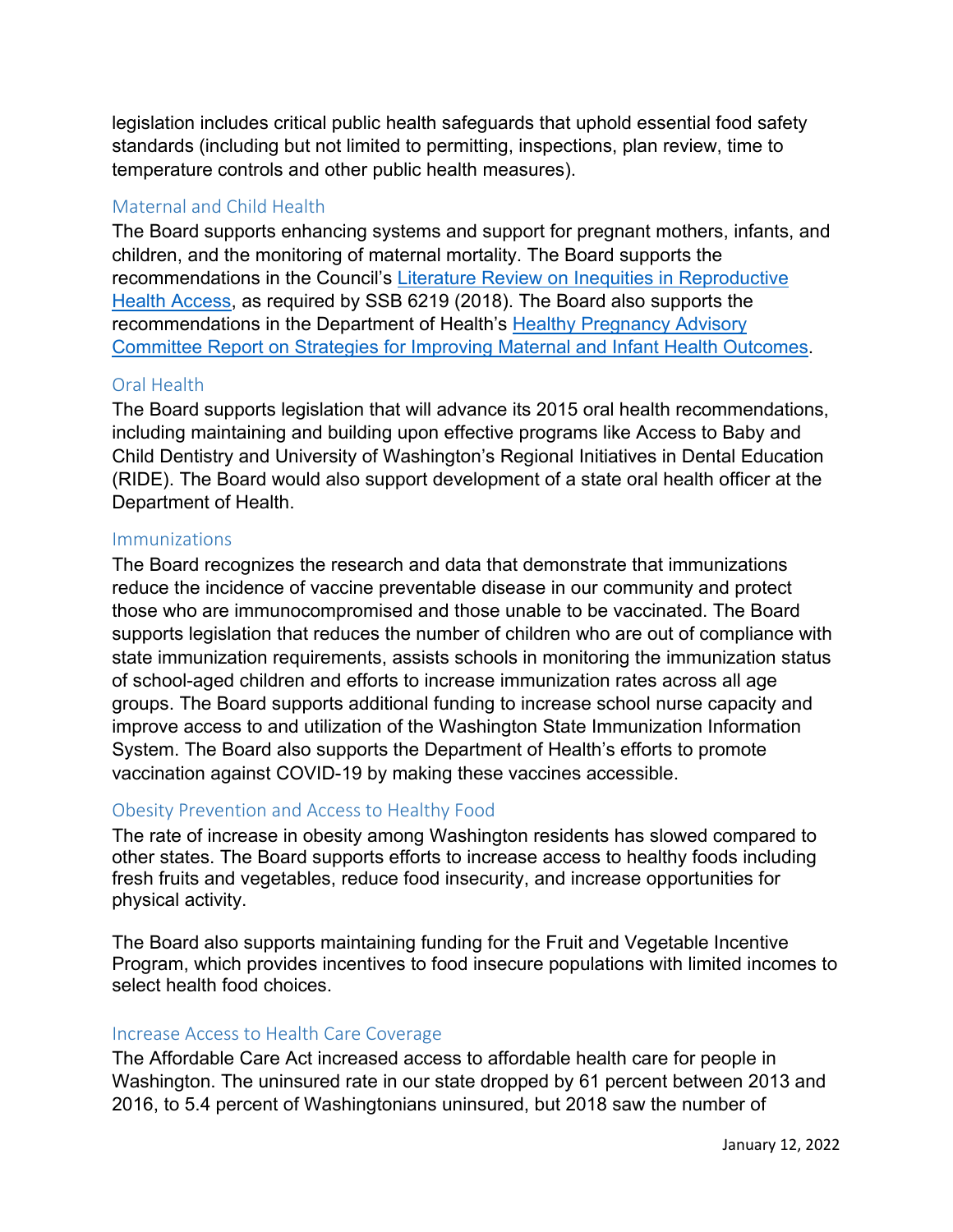legislation includes critical public health safeguards that uphold essential food safety standards (including but not limited to permitting, inspections, plan review, time to temperature controls and other public health measures).

### Maternal and Child Health

The Board supports enhancing systems and support for pregnant mothers, infants, and children, and the monitoring of maternal mortality. The Board supports the recommendations in the Council's Literature Review on Inequities in Reproductive Health Access, as required by SSB 6219 (2018). The Board also supports the recommendations in the Department of Health's Healthy Pregnancy Advisory Committee Report on Strategies for Improving Maternal and Infant Health Outcomes.

### Oral Health

The Board supports legislation that will advance its 2015 oral health recommendations, including maintaining and building upon effective programs like Access to Baby and Child Dentistry and University of Washington's Regional Initiatives in Dental Education (RIDE). The Board would also support development of a state oral health officer at the Department of Health.

### Immunizations

The Board recognizes the research and data that demonstrate that immunizations reduce the incidence of vaccine preventable disease in our community and protect those who are immunocompromised and those unable to be vaccinated. The Board supports legislation that reduces the number of children who are out of compliance with state immunization requirements, assists schools in monitoring the immunization status of school-aged children and efforts to increase immunization rates across all age groups. The Board supports additional funding to increase school nurse capacity and improve access to and utilization of the Washington State Immunization Information System. The Board also supports the Department of Health's efforts to promote vaccination against COVID-19 by making these vaccines accessible.

### Obesity Prevention and Access to Healthy Food

The rate of increase in obesity among Washington residents has slowed compared to other states. The Board supports efforts to increase access to healthy foods including fresh fruits and vegetables, reduce food insecurity, and increase opportunities for physical activity.

The Board also supports maintaining funding for the Fruit and Vegetable Incentive Program, which provides incentives to food insecure populations with limited incomes to select health food choices.

### Increase Access to Health Care Coverage

The Affordable Care Act increased access to affordable health care for people in Washington. The uninsured rate in our state dropped by 61 percent between 2013 and 2016, to 5.4 percent of Washingtonians uninsured, but 2018 saw the number of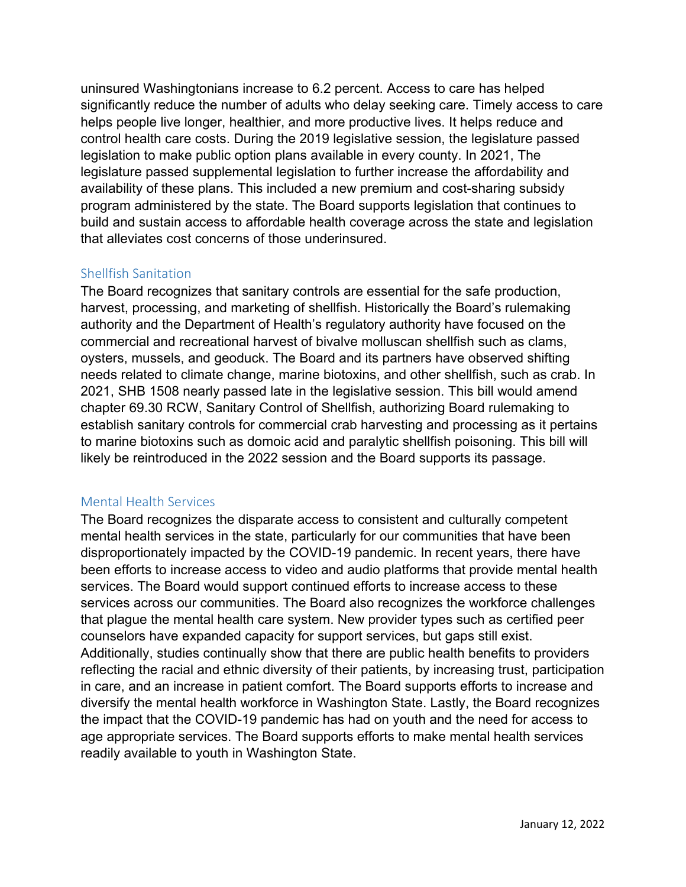uninsured Washingtonians increase to 6.2 percent. Access to care has helped significantly reduce the number of adults who delay seeking care. Timely access to care helps people live longer, healthier, and more productive lives. It helps reduce and control health care costs. During the 2019 legislative session, the legislature passed legislation to make public option plans available in every county. In 2021, The legislature passed supplemental legislation to further increase the affordability and availability of these plans. This included a new premium and cost-sharing subsidy program administered by the state. The Board supports legislation that continues to build and sustain access to affordable health coverage across the state and legislation that alleviates cost concerns of those underinsured.

### Shellfish Sanitation

The Board recognizes that sanitary controls are essential for the safe production, harvest, processing, and marketing of shellfish. Historically the Board's rulemaking authority and the Department of Health's regulatory authority have focused on the commercial and recreational harvest of bivalve molluscan shellfish such as clams, oysters, mussels, and geoduck. The Board and its partners have observed shifting needs related to climate change, marine biotoxins, and other shellfish, such as crab. In 2021, SHB 1508 nearly passed late in the legislative session. This bill would amend chapter 69.30 RCW, Sanitary Control of Shellfish, authorizing Board rulemaking to establish sanitary controls for commercial crab harvesting and processing as it pertains to marine biotoxins such as domoic acid and paralytic shellfish poisoning. This bill will likely be reintroduced in the 2022 session and the Board supports its passage.

### Mental Health Services

The Board recognizes the disparate access to consistent and culturally competent mental health services in the state, particularly for our communities that have been disproportionately impacted by the COVID-19 pandemic. In recent years, there have been efforts to increase access to video and audio platforms that provide mental health services. The Board would support continued efforts to increase access to these services across our communities. The Board also recognizes the workforce challenges that plague the mental health care system. New provider types such as certified peer counselors have expanded capacity for support services, but gaps still exist. Additionally, studies continually show that there are public health benefits to providers reflecting the racial and ethnic diversity of their patients, by increasing trust, participation in care, and an increase in patient comfort. The Board supports efforts to increase and diversify the mental health workforce in Washington State. Lastly, the Board recognizes the impact that the COVID-19 pandemic has had on youth and the need for access to age appropriate services. The Board supports efforts to make mental health services readily available to youth in Washington State.